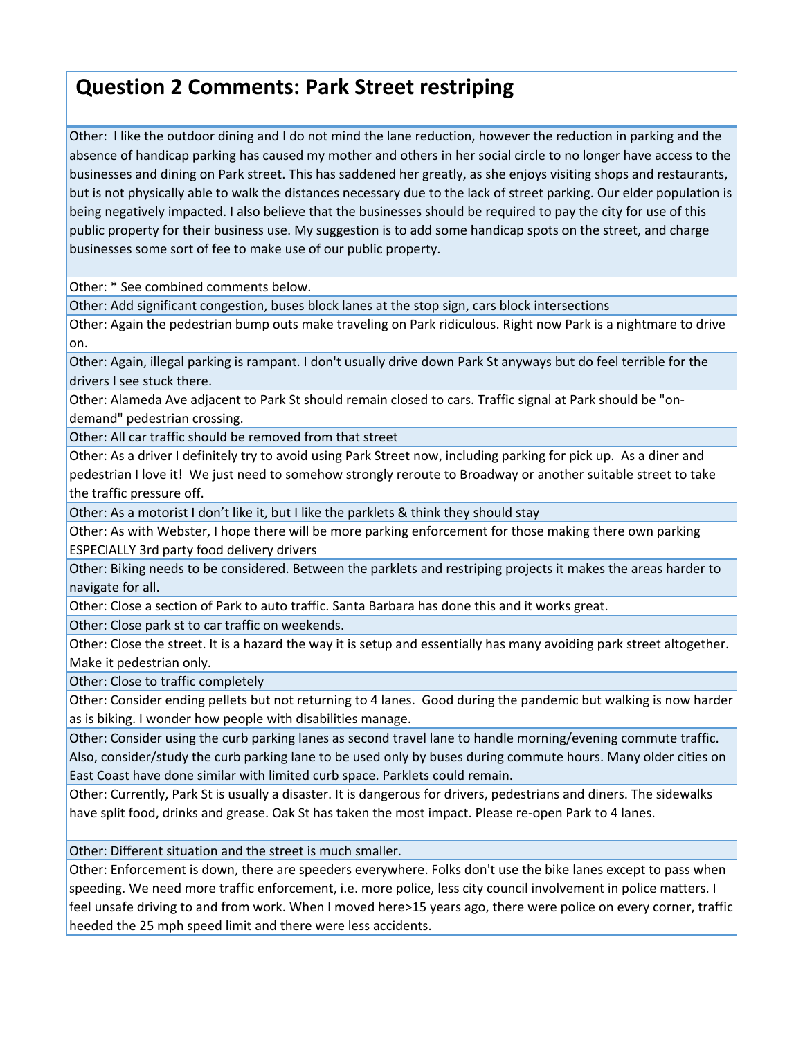## Question 2 Comments: Park Street restriping

Other: I like the outdoor dining and I do not mind the lane reduction, however the reduction in parking and the absence of handicap parking has caused my mother and others in her social circle to no longer have access to the businesses and dining on Park street. This has saddened her greatly, as she enjoys visiting shops and restaurants, but is not physically able to walk the distances necessary due to the lack of street parking. Our elder population is being negatively impacted. I also believe that the businesses should be required to pay the city for use of this public property for their business use. My suggestion is to add some handicap spots on the street, and charge businesses some sort of fee to make use of our public property.

Other: * See combined comments below.

Other: Add significant congestion, buses block lanes at the stop sign, cars block intersections

Other: Again the pedestrian bump outs make traveling on Park ridiculous. Right now Park is a nightmare to drive on.

Other: Again, illegal parking is rampant. I don't usually drive down Park St anyways but do feel terrible for the drivers I see stuck there.

Other: Alameda Ave adjacent to Park St should remain closed to cars. Traffic signal at Park should be "on-demand" pedestrian crossing.

Other: All car traffic should be removed from that street

Other: As a driver I definitely try to avoid using Park Street now, including parking for pick up. As a diner and pedestrian I love it! We just need to somehow strongly reroute to Broadway or another suitable street to take the traffic pressure off.

Other: As a motorist I don't like it, but I like the parklets & think they should stay

Other: As with Webster, I hope there will be more parking enforcement for those making there own parking ESPECIALLY 3rd party food delivery drivers

Other: Biking needs to be considered. Between the parklets and restriping projects it makes the areas harder to navigate for all.

Other: Close a section of Park to auto traffic. Santa Barbara has done this and it works great.

Other: Close park st to car traffic on weekends.

Other: Close the street. It is a hazard the way it is setup and essentially has many avoiding park street altogether. Make it pedestrian only.

Other: Close to traffic completely

Other: Consider ending pellets but not returning to 4 lanes. Good during the pandemic but walking is now harder as is biking. I wonder how people with disabilities manage.

Other: Consider using the curb parking lanes as second travel lane to handle morning/evening commute traffic. Also, consider/study the curb parking lane to be used only by buses during commute hours. Many older cities on East Coast have done similar with limited curb space. Parklets could remain.

Other: Currently, Park St is usually a disaster. It is dangerous for drivers, pedestrians and diners. The sidewalks have split food, drinks and grease. Oak St has taken the most impact. Please re-open Park to 4 lanes.

Other: Different situation and the street is much smaller.

Other: Enforcement is down, there are speeders everywhere. Folks don't use the bike lanes except to pass when speeding. We need more traffic enforcement, i.e. more police, less city council involvement in police matters. I feel unsafe driving to and from work. When I moved here>15 years ago, there were police on every corner, traffic heeded the 25 mph speed limit and there were less accidents.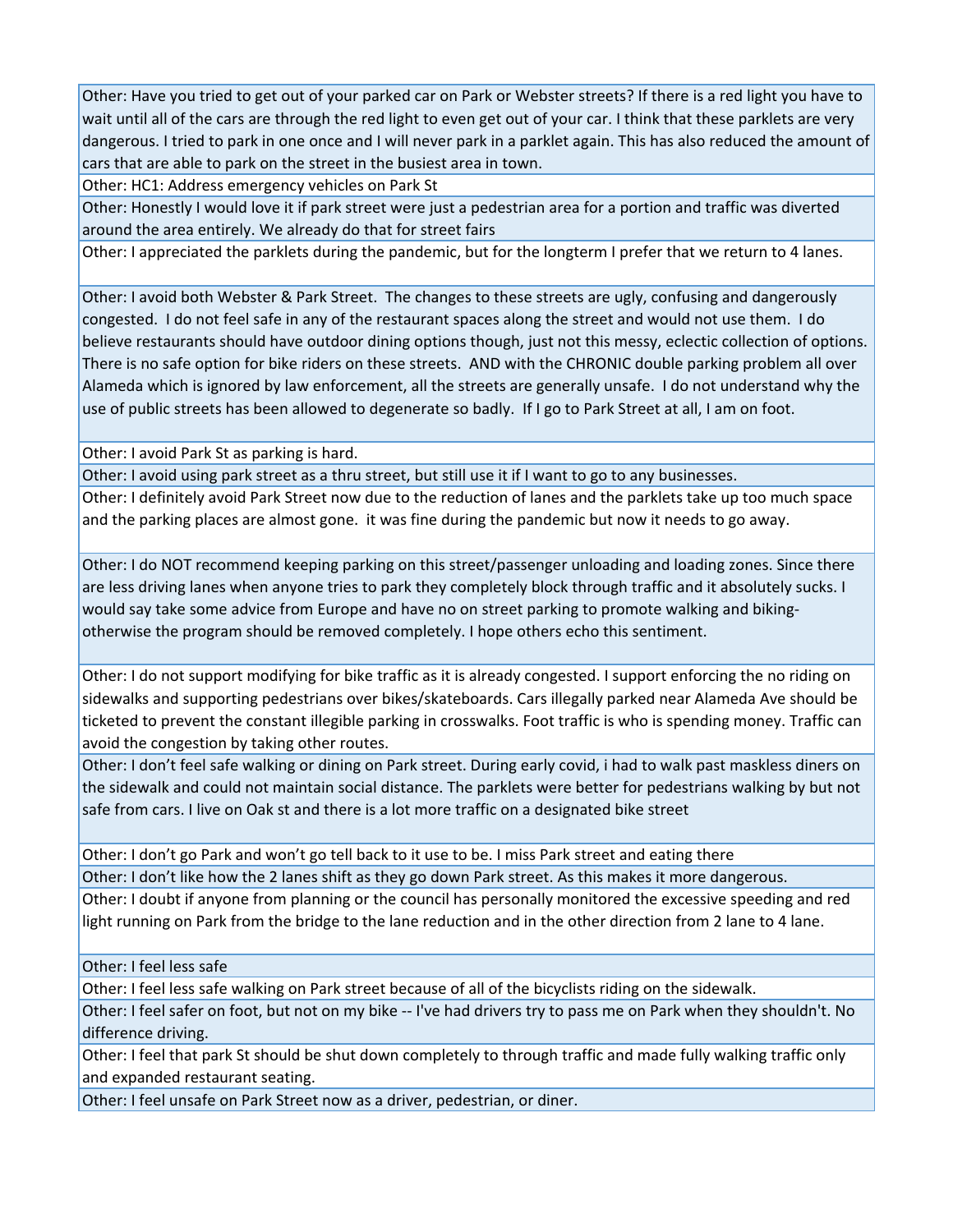| |
|---|
| Other: Have you tried to get out of your parked car on Park or Webster streets? If there is a red light you have to wait until all of the cars are through the red light to even get out of your car. I think that these parklets are very dangerous. I tried to park in one once and I will never park in a parklet again. This has also reduced the amount of cars that are able to park on the street in the busiest area in town. |
| Other: HC1: Address emergency vehicles on Park St |
| Other: Honestly I would love it if park street were just a pedestrian area for a portion and traffic was diverted around the area entirely. We already do that for street fairs |
| Other: I appreciated the parklets during the pandemic, but for the longterm I prefer that we return to 4 lanes. |
| Other: I avoid both Webster & Park Street. The changes to these streets are ugly, confusing and dangerously congested. I do not feel safe in any of the restaurant spaces along the street and would not use them. I do believe restaurants should have outdoor dining options though, just not this messy, eclectic collection of options. There is no safe option for bike riders on these streets. AND with the CHRONIC double parking problem all over Alameda which is ignored by law enforcement, all the streets are generally unsafe. I do not understand why the use of public streets has been allowed to degenerate so badly. If I go to Park Street at all, I am on foot. |
| Other: I avoid Park St as parking is hard. |
| Other: I avoid using park street as a thru street, but still use it if I want to go to any businesses. |
| Other: I definitely avoid Park Street now due to the reduction of lanes and the parklets take up too much space and the parking places are almost gone. it was fine during the pandemic but now it needs to go away. |
| Other: I do NOT recommend keeping parking on this street/passenger unloading and loading zones. Since there are less driving lanes when anyone tries to park they completely block through traffic and it absolutely sucks. I would say take some advice from Europe and have no on street parking to promote walking and biking- otherwise the program should be removed completely. I hope others echo this sentiment. |
| Other: I do not support modifying for bike traffic as it is already congested. I support enforcing the no riding on sidewalks and supporting pedestrians over bikes/skateboards. Cars illegally parked near Alameda Ave should be ticketed to prevent the constant illegible parking in crosswalks. Foot traffic is who is spending money. Traffic can avoid the congestion by taking other routes. |
| Other: I don't feel safe walking or dining on Park street. During early covid, i had to walk past maskless diners on the sidewalk and could not maintain social distance. The parklets were better for pedestrians walking by but not safe from cars. I live on Oak st and there is a lot more traffic on a designated bike street |
| Other: I don't go Park and won't go tell back to it use to be. I miss Park street and eating there |
| Other: I don't like how the 2 lanes shift as they go down Park street. As this makes it more dangerous. |
| Other: I doubt if anyone from planning or the council has personally monitored the excessive speeding and red light running on Park from the bridge to the lane reduction and in the other direction from 2 lane to 4 lane. |
| Other: I feel less safe |
| Other: I feel less safe walking on Park street because of all of the bicyclists riding on the sidewalk. |
| Other: I feel safer on foot, but not on my bike -- I've had drivers try to pass me on Park when they shouldn't. No difference driving. |
| Other: I feel that park St should be shut down completely to through traffic and made fully walking traffic only and expanded restaurant seating. |
| Other: I feel unsafe on Park Street now as a driver, pedestrian, or diner. |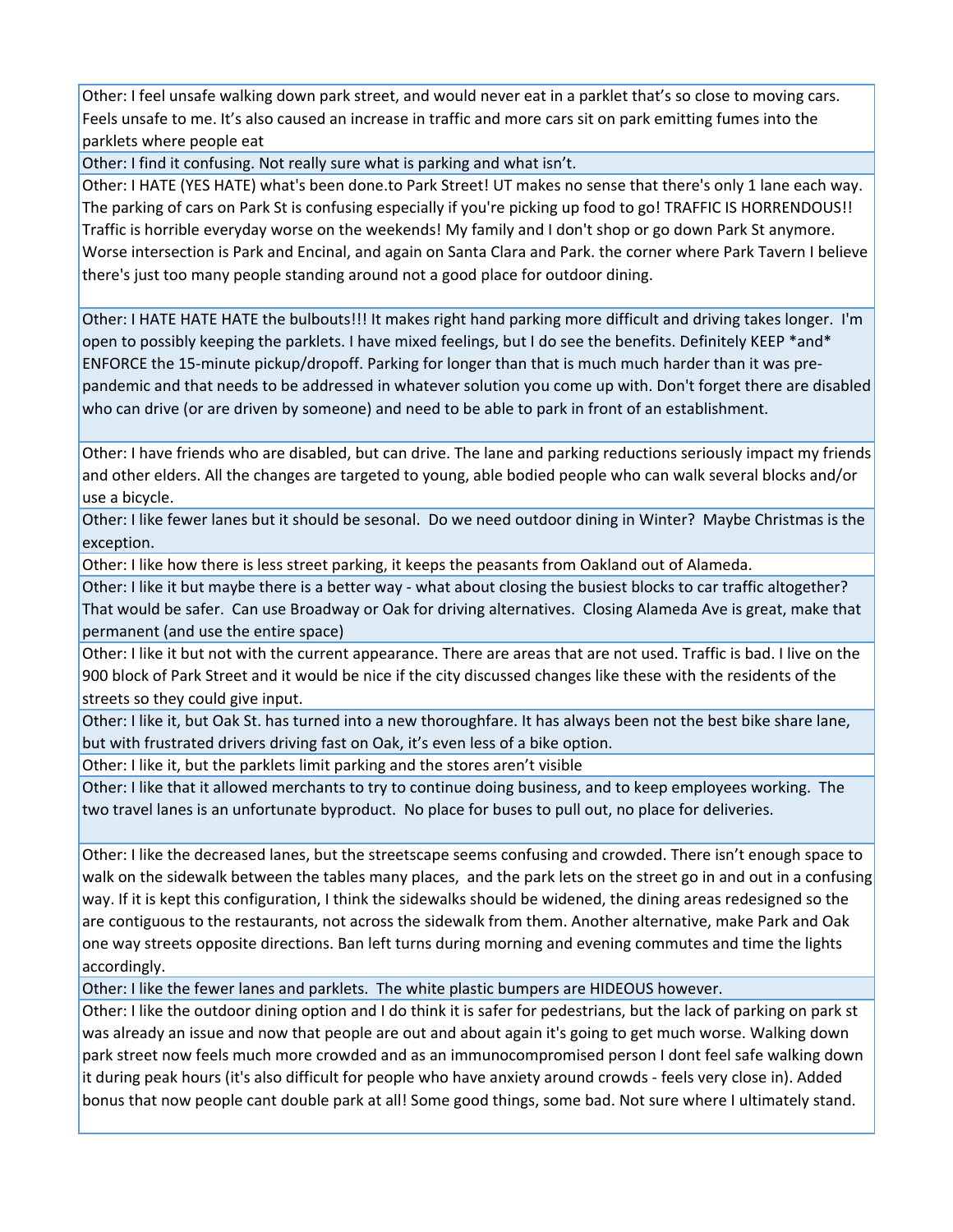| |
|---|
| Other: I feel unsafe walking down park street, and would never eat in a parklet that's so close to moving cars. Feels unsafe to me. It's also caused an increase in traffic and more cars sit on park emitting fumes into the parklets where people eat |
| Other: I find it confusing. Not really sure what is parking and what isn't. |
| Other: I HATE (YES HATE) what's been done.to Park Street! UT makes no sense that there's only 1 lane each way. The parking of cars on Park St is confusing especially if you're picking up food to go! TRAFFIC IS HORRENDOUS!! Traffic is horrible everyday worse on the weekends! My family and I don't shop or go down Park St anymore. Worse intersection is Park and Encinal, and again on Santa Clara and Park. the corner where Park Tavern I believe there's just too many people standing around not a good place for outdoor dining. |
| Other: I HATE HATE HATE the bulbouts!!! It makes right hand parking more difficult and driving takes longer. I'm open to possibly keeping the parklets. I have mixed feelings, but I do see the benefits. Definitely KEEP *and* ENFORCE the 15-minute pickup/dropoff. Parking for longer than that is much much harder than it was pre-pandemic and that needs to be addressed in whatever solution you come up with. Don't forget there are disabled who can drive (or are driven by someone) and need to be able to park in front of an establishment. |
| Other: I have friends who are disabled, but can drive. The lane and parking reductions seriously impact my friends and other elders. All the changes are targeted to young, able bodied people who can walk several blocks and/or use a bicycle. |
| Other: I like fewer lanes but it should be sesonal. Do we need outdoor dining in Winter? Maybe Christmas is the exception. |
| Other: I like how there is less street parking, it keeps the peasants from Oakland out of Alameda. |
| Other: I like it but maybe there is a better way - what about closing the busiest blocks to car traffic altogether? That would be safer. Can use Broadway or Oak for driving alternatives. Closing Alameda Ave is great, make that permanent (and use the entire space) |
| Other: I like it but not with the current appearance. There are areas that are not used. Traffic is bad. I live on the 900 block of Park Street and it would be nice if the city discussed changes like these with the residents of the streets so they could give input. |
| Other: I like it, but Oak St. has turned into a new thoroughfare. It has always been not the best bike share lane, but with frustrated drivers driving fast on Oak, it's even less of a bike option. |
| Other: I like it, but the parklets limit parking and the stores aren't visible |
| Other: I like that it allowed merchants to try to continue doing business, and to keep employees working. The two travel lanes is an unfortunate byproduct. No place for buses to pull out, no place for deliveries. |
| Other: I like the decreased lanes, but the streetscape seems confusing and crowded. There isn't enough space to walk on the sidewalk between the tables many places, and the park lets on the street go in and out in a confusing way. If it is kept this configuration, I think the sidewalks should be widened, the dining areas redesigned so the are contiguous to the restaurants, not across the sidewalk from them. Another alternative, make Park and Oak one way streets opposite directions. Ban left turns during morning and evening commutes and time the lights accordingly. |
| Other: I like the fewer lanes and parklets. The white plastic bumpers are HIDEOUS however. |
| Other: I like the outdoor dining option and I do think it is safer for pedestrians, but the lack of parking on park st was already an issue and now that people are out and about again it's going to get much worse. Walking down park street now feels much more crowded and as an immunocompromised person I dont feel safe walking down it during peak hours (it's also difficult for people who have anxiety around crowds - feels very close in). Added bonus that now people cant double park at all! Some good things, some bad. Not sure where I ultimately stand. |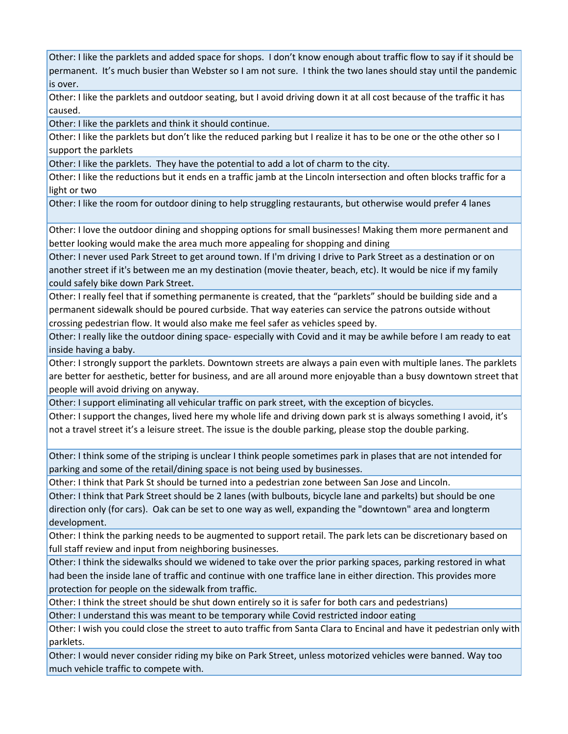| |
|---|
| Other: I like the parklets and added space for shops. I don't know enough about traffic flow to say if it should be permanent. It's much busier than Webster so I am not sure. I think the two lanes should stay until the pandemic is over. |
| Other: I like the parklets and outdoor seating, but I avoid driving down it at all cost because of the traffic it has caused. |
| Other: I like the parklets and think it should continue. |
| Other: I like the parklets but don't like the reduced parking but I realize it has to be one or the othe other so I support the parklets |
| Other: I like the parklets. They have the potential to add a lot of charm to the city. |
| Other: I like the reductions but it ends en a traffic jamb at the Lincoln intersection and often blocks traffic for a light or two |
| Other: I like the room for outdoor dining to help struggling restaurants, but otherwise would prefer 4 lanes |
| Other: I love the outdoor dining and shopping options for small businesses! Making them more permanent and better looking would make the area much more appealing for shopping and dining |
| Other: I never used Park Street to get around town. If I'm driving I drive to Park Street as a destination or on another street if it's between me an my destination (movie theater, beach, etc). It would be nice if my family could safely bike down Park Street. |
| Other: I really feel that if something permanente is created, that the "parklets" should be building side and a permanent sidewalk should be poured curbside. That way eateries can service the patrons outside without crossing pedestrian flow. It would also make me feel safer as vehicles speed by. |
| Other: I really like the outdoor dining space- especially with Covid and it may be awhile before I am ready to eat inside having a baby. |
| Other: I strongly support the parklets. Downtown streets are always a pain even with multiple lanes. The parklets are better for aesthetic, better for business, and are all around more enjoyable than a busy downtown street that people will avoid driving on anyway. |
| Other: I support eliminating all vehicular traffic on park street, with the exception of bicycles. |
| Other: I support the changes, lived here my whole life and driving down park st is always something I avoid, it's not a travel street it's a leisure street. The issue is the double parking, please stop the double parking. |
| Other: I think some of the striping is unclear I think people sometimes park in plases that are not intended for parking and some of the retail/dining space is not being used by businesses. |
| Other: I think that Park St should be turned into a pedestrian zone between San Jose and Lincoln. |
| Other: I think that Park Street should be 2 lanes (with bulbouts, bicycle lane and parkelts) but should be one direction only (for cars). Oak can be set to one way as well, expanding the "downtown" area and longterm development. |
| Other: I think the parking needs to be augmented to support retail. The park lets can be discretionary based on full staff review and input from neighboring businesses. |
| Other: I think the sidewalks should we widened to take over the prior parking spaces, parking restored in what had been the inside lane of traffic and continue with one traffice lane in either direction. This provides more protection for people on the sidewalk from traffic. |
| Other: I think the street should be shut down entirely so it is safer for both cars and pedestrians) |
| Other: I understand this was meant to be temporary while Covid restricted indoor eating |
| Other: I wish you could close the street to auto traffic from Santa Clara to Encinal and have it pedestrian only with parklets. |
| Other: I would never consider riding my bike on Park Street, unless motorized vehicles were banned. Way too much vehicle traffic to compete with. |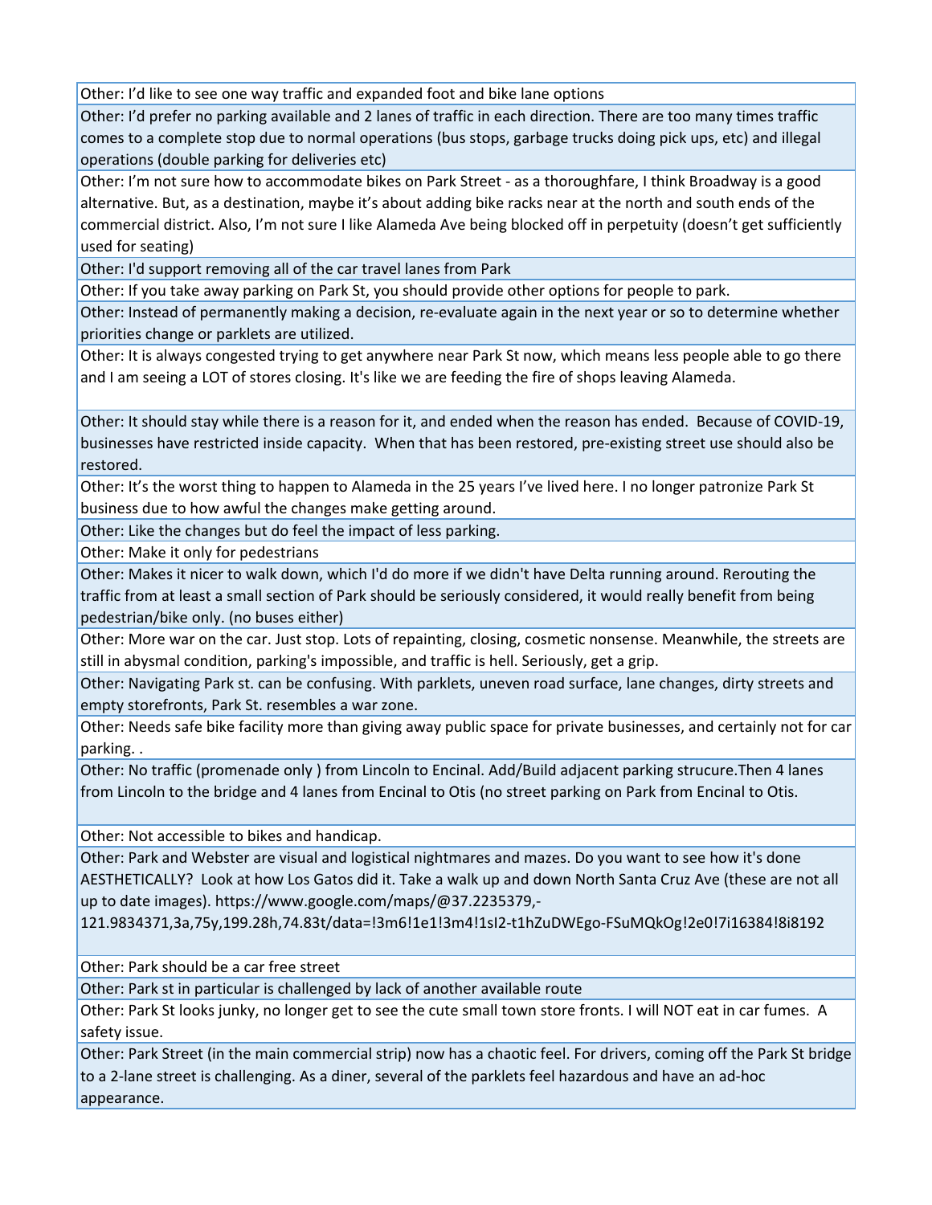| |
|---|
| Other: I'd like to see one way traffic and expanded foot and bike lane options |
| Other: I'd prefer no parking available and 2 lanes of traffic in each direction. There are too many times traffic comes to a complete stop due to normal operations (bus stops, garbage trucks doing pick ups, etc) and illegal operations (double parking for deliveries etc) |
| Other: I'm not sure how to accommodate bikes on Park Street - as a thoroughfare, I think Broadway is a good alternative. But, as a destination, maybe it's about adding bike racks near at the north and south ends of the commercial district. Also, I'm not sure I like Alameda Ave being blocked off in perpetuity (doesn't get sufficiently used for seating) |
| Other: I'd support removing all of the car travel lanes from Park |
| Other: If you take away parking on Park St, you should provide other options for people to park. |
| Other: Instead of permanently making a decision, re-evaluate again in the next year or so to determine whether priorities change or parklets are utilized. |
| Other: It is always congested trying to get anywhere near Park St now, which means less people able to go there and I am seeing a LOT of stores closing. It's like we are feeding the fire of shops leaving Alameda. |
| Other: It should stay while there is a reason for it, and ended when the reason has ended. Because of COVID-19, businesses have restricted inside capacity. When that has been restored, pre-existing street use should also be restored. |
| Other: It's the worst thing to happen to Alameda in the 25 years I've lived here. I no longer patronize Park St business due to how awful the changes make getting around. |
| Other: Like the changes but do feel the impact of less parking. |
| Other: Make it only for pedestrians |
| Other: Makes it nicer to walk down, which I'd do more if we didn't have Delta running around. Rerouting the traffic from at least a small section of Park should be seriously considered, it would really benefit from being pedestrian/bike only. (no buses either) |
| Other: More war on the car. Just stop. Lots of repainting, closing, cosmetic nonsense. Meanwhile, the streets are still in abysmal condition, parking's impossible, and traffic is hell. Seriously, get a grip. |
| Other: Navigating Park st. can be confusing. With parklets, uneven road surface, lane changes, dirty streets and empty storefronts, Park St. resembles a war zone. |
| Other: Needs safe bike facility more than giving away public space for private businesses, and certainly not for car parking. . |
| Other: No traffic (promenade only ) from Lincoln to Encinal. Add/Build adjacent parking strucure.Then 4 lanes from Lincoln to the bridge and 4 lanes from Encinal to Otis (no street parking on Park from Encinal to Otis. |
| Other: Not accessible to bikes and handicap. |
| Other: Park and Webster are visual and logistical nightmares and mazes. Do you want to see how it's done AESTHETICALLY? Look at how Los Gatos did it. Take a walk up and down North Santa Cruz Ave (these are not all up to date images). https://www.google.com/maps/@37.2235379,-121.9834371,3a,75y,199.28h,74.83t/data=!3m6!1e1!3m4!1sI2-t1hZuDWEgo-FSuMQkOg!2e0!7i16384!8i8192 |
| Other: Park should be a car free street |
| Other: Park st in particular is challenged by lack of another available route |
| Other: Park St looks junky, no longer get to see the cute small town store fronts. I will NOT eat in car fumes. A safety issue. |
| Other: Park Street (in the main commercial strip) now has a chaotic feel. For drivers, coming off the Park St bridge to a 2-lane street is challenging. As a diner, several of the parklets feel hazardous and have an ad-hoc appearance. |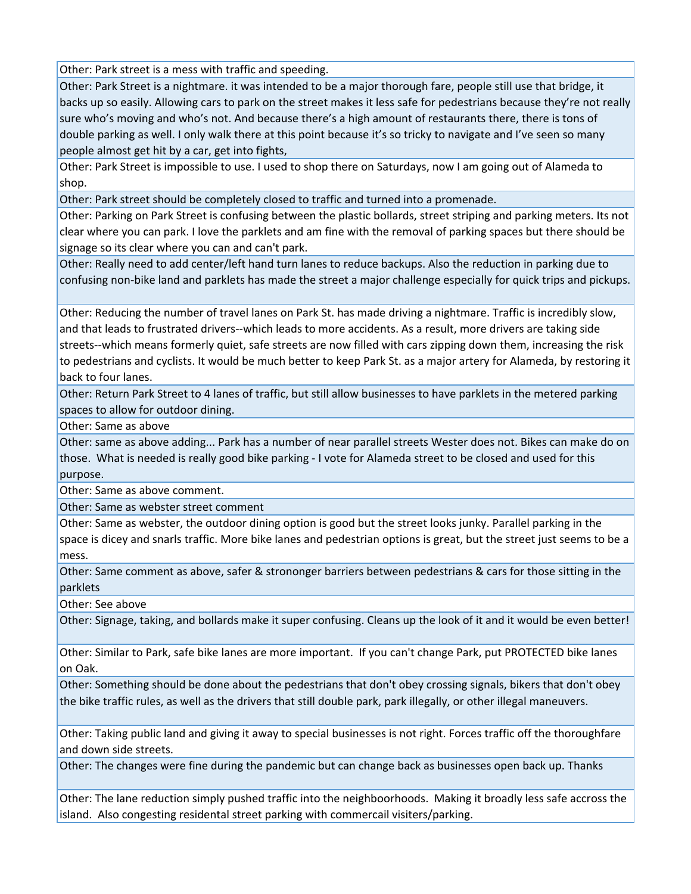| Other: Park street is a mess with traffic and speeding. |
|---|
| Other: Park Street is a nightmare. it was intended to be a major thorough fare, people still use that bridge, it backs up so easily. Allowing cars to park on the street makes it less safe for pedestrians because they're not really sure who's moving and who's not. And because there's a high amount of restaurants there, there is tons of double parking as well. I only walk there at this point because it's so tricky to navigate and I've seen so many people almost get hit by a car, get into fights, |
| Other: Park Street is impossible to use. I used to shop there on Saturdays, now I am going out of Alameda to shop. |
| Other: Park street should be completely closed to traffic and turned into a promenade. |
| Other: Parking on Park Street is confusing between the plastic bollards, street striping and parking meters. Its not clear where you can park. I love the parklets and am fine with the removal of parking spaces but there should be signage so its clear where you can and can't park. |
| Other: Really need to add center/left hand turn lanes to reduce backups. Also the reduction in parking due to confusing non-bike land and parklets has made the street a major challenge especially for quick trips and pickups. |
| Other: Reducing the number of travel lanes on Park St. has made driving a nightmare. Traffic is incredibly slow, and that leads to frustrated drivers--which leads to more accidents. As a result, more drivers are taking side streets--which means formerly quiet, safe streets are now filled with cars zipping down them, increasing the risk to pedestrians and cyclists. It would be much better to keep Park St. as a major artery for Alameda, by restoring it back to four lanes. |
| Other: Return Park Street to 4 lanes of traffic, but still allow businesses to have parklets in the metered parking spaces to allow for outdoor dining. |
| Other: Same as above |
| Other: same as above adding... Park has a number of near parallel streets Wester does not. Bikes can make do on those. What is needed is really good bike parking - I vote for Alameda street to be closed and used for this purpose. |
| Other: Same as above comment. |
| Other: Same as webster street comment |
| Other: Same as webster, the outdoor dining option is good but the street looks junky. Parallel parking in the space is dicey and snarls traffic. More bike lanes and pedestrian options is great, but the street just seems to be a mess. |
| Other: Same comment as above, safer & strononger barriers between pedestrians & cars for those sitting in the parklets |
| Other: See above |
| Other: Signage, taking, and bollards make it super confusing. Cleans up the look of it and it would be even better! |
| Other: Similar to Park, safe bike lanes are more important. If you can't change Park, put PROTECTED bike lanes on Oak. |
| Other: Something should be done about the pedestrians that don't obey crossing signals, bikers that don't obey the bike traffic rules, as well as the drivers that still double park, park illegally, or other illegal maneuvers. |
| Other: Taking public land and giving it away to special businesses is not right. Forces traffic off the thoroughfare and down side streets. |
| Other: The changes were fine during the pandemic but can change back as businesses open back up. Thanks |
| Other: The lane reduction simply pushed traffic into the neighboorhoods. Making it broadly less safe accross the island. Also congesting residental street parking with commercail visiters/parking. |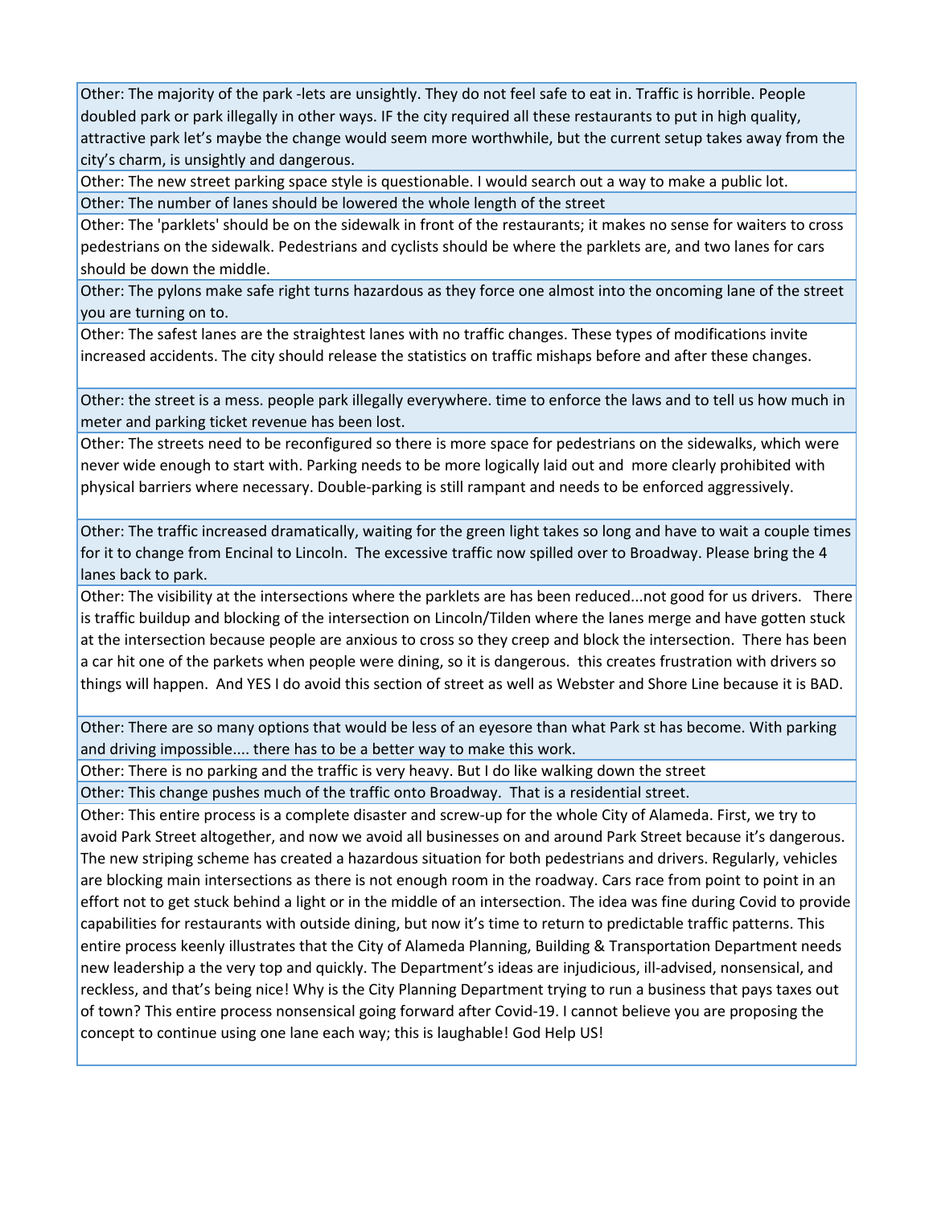Other: The majority of the park -lets are unsightly. They do not feel safe to eat in. Traffic is horrible. People doubled park or park illegally in other ways. IF the city required all these restaurants to put in high quality, attractive park let's maybe the change would seem more worthwhile, but the current setup takes away from the city's charm, is unsightly and dangerous.

Other: The new street parking space style is questionable. I would search out a way to make a public lot.

Other: The number of lanes should be lowered the whole length of the street

Other: The 'parklets' should be on the sidewalk in front of the restaurants; it makes no sense for waiters to cross pedestrians on the sidewalk. Pedestrians and cyclists should be where the parklets are, and two lanes for cars should be down the middle.

Other: The pylons make safe right turns hazardous as they force one almost into the oncoming lane of the street you are turning on to.

Other: The safest lanes are the straightest lanes with no traffic changes. These types of modifications invite increased accidents. The city should release the statistics on traffic mishaps before and after these changes.

Other: the street is a mess. people park illegally everywhere. time to enforce the laws and to tell us how much in meter and parking ticket revenue has been lost.

Other: The streets need to be reconfigured so there is more space for pedestrians on the sidewalks, which were never wide enough to start with. Parking needs to be more logically laid out and more clearly prohibited with physical barriers where necessary. Double-parking is still rampant and needs to be enforced aggressively.

Other: The traffic increased dramatically, waiting for the green light takes so long and have to wait a couple times for it to change from Encinal to Lincoln. The excessive traffic now spilled over to Broadway. Please bring the 4 lanes back to park.

Other: The visibility at the intersections where the parklets are has been reduced...not good for us drivers. There is traffic buildup and blocking of the intersection on Lincoln/Tilden where the lanes merge and have gotten stuck at the intersection because people are anxious to cross so they creep and block the intersection. There has been a car hit one of the parkets when people were dining, so it is dangerous. this creates frustration with drivers so things will happen. And YES I do avoid this section of street as well as Webster and Shore Line because it is BAD.

Other: There are so many options that would be less of an eyesore than what Park st has become. With parking and driving impossible.... there has to be a better way to make this work.

Other: There is no parking and the traffic is very heavy. But I do like walking down the street

Other: This change pushes much of the traffic onto Broadway. That is a residential street.

Other: This entire process is a complete disaster and screw-up for the whole City of Alameda. First, we try to avoid Park Street altogether, and now we avoid all businesses on and around Park Street because it's dangerous. The new striping scheme has created a hazardous situation for both pedestrians and drivers. Regularly, vehicles are blocking main intersections as there is not enough room in the roadway. Cars race from point to point in an effort not to get stuck behind a light or in the middle of an intersection. The idea was fine during Covid to provide capabilities for restaurants with outside dining, but now it's time to return to predictable traffic patterns. This entire process keenly illustrates that the City of Alameda Planning, Building & Transportation Department needs new leadership a the very top and quickly. The Department's ideas are injudicious, ill-advised, nonsensical, and reckless, and that's being nice! Why is the City Planning Department trying to run a business that pays taxes out of town? This entire process nonsensical going forward after Covid-19. I cannot believe you are proposing the concept to continue using one lane each way; this is laughable! God Help US!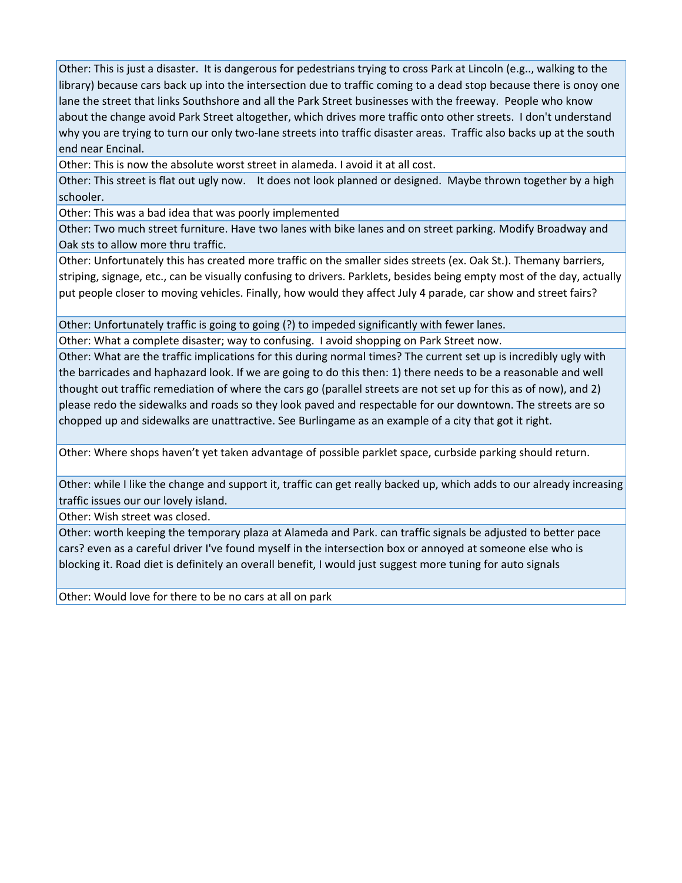| |
| --- |
| Other: This is just a disaster. It is dangerous for pedestrians trying to cross Park at Lincoln (e.g.., walking to the library) because cars back up into the intersection due to traffic coming to a dead stop because there is onoy one lane the street that links Southshore and all the Park Street businesses with the freeway. People who know about the change avoid Park Street altogether, which drives more traffic onto other streets. I don't understand why you are trying to turn our only two-lane streets into traffic disaster areas. Traffic also backs up at the south end near Encinal. |
| Other: This is now the absolute worst street in alameda. I avoid it at all cost. |
| Other: This street is flat out ugly now. It does not look planned or designed. Maybe thrown together by a high schooler. |
| Other: This was a bad idea that was poorly implemented |
| Other: Two much street furniture. Have two lanes with bike lanes and on street parking. Modify Broadway and Oak sts to allow more thru traffic. |
| Other: Unfortunately this has created more traffic on the smaller sides streets (ex. Oak St.). Themany barriers, striping, signage, etc., can be visually confusing to drivers. Parklets, besides being empty most of the day, actually put people closer to moving vehicles. Finally, how would they affect July 4 parade, car show and street fairs? |
| Other: Unfortunately traffic is going to going (?) to impeded significantly with fewer lanes. |
| Other: What a complete disaster; way to confusing. I avoid shopping on Park Street now. |
| Other: What are the traffic implications for this during normal times? The current set up is incredibly ugly with the barricades and haphazard look. If we are going to do this then: 1) there needs to be a reasonable and well thought out traffic remediation of where the cars go (parallel streets are not set up for this as of now), and 2) please redo the sidewalks and roads so they look paved and respectable for our downtown. The streets are so chopped up and sidewalks are unattractive. See Burlingame as an example of a city that got it right. |
| Other: Where shops haven't yet taken advantage of possible parklet space, curbside parking should return. |
| Other: while I like the change and support it, traffic can get really backed up, which adds to our already increasing traffic issues our our lovely island. |
| Other: Wish street was closed. |
| Other: worth keeping the temporary plaza at Alameda and Park. can traffic signals be adjusted to better pace cars? even as a careful driver I've found myself in the intersection box or annoyed at someone else who is blocking it. Road diet is definitely an overall benefit, I would just suggest more tuning for auto signals |
| Other: Would love for there to be no cars at all on park |